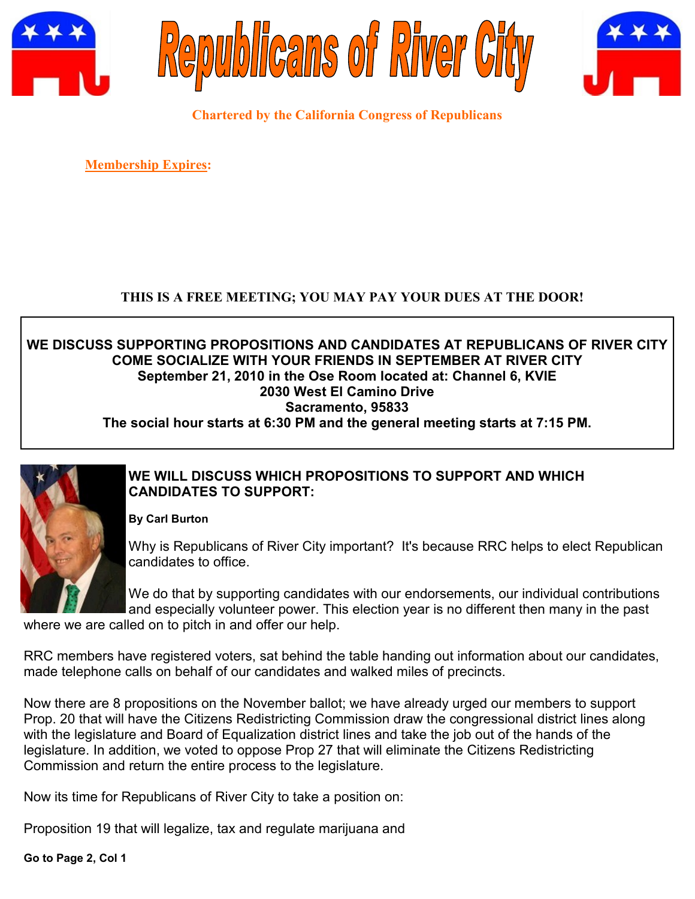# Republicans of River City

**Chartered by the California Congress of Republicans**

**Membership Expires:**

**THIS IS A FREE MEETING; YOU MAY PAY YOUR DUES AT THE DOOR!**

**WE DISCUSS SUPPORTING PROPOSITIONS AND CANDIDATES AT REPUBLICANS OF RIVER CITY**
**COME SOCIALIZE WITH YOUR FRIENDS IN SEPTEMBER AT RIVER CITY**
**September 21, 2010 in the Ose Room located at: Channel 6, KVIE**
**2030 West El Camino Drive**
**Sacramento, 95833**
**The social hour starts at 6:30 PM and the general meeting starts at 7:15 PM.**

## WE WILL DISCUSS WHICH PROPOSITIONS TO SUPPORT AND WHICH CANDIDATES TO SUPPORT:

**By Carl Burton**

Why is Republicans of River City important? It's because RRC helps to elect Republican candidates to office.

We do that by supporting candidates with our endorsements, our individual contributions and especially volunteer power. This election year is no different then many in the past where we are called on to pitch in and offer our help.

RRC members have registered voters, sat behind the table handing out information about our candidates, made telephone calls on behalf of our candidates and walked miles of precincts.

Now there are 8 propositions on the November ballot; we have already urged our members to support Prop. 20 that will have the Citizens Redistricting Commission draw the congressional district lines along with the legislature and Board of Equalization district lines and take the job out of the hands of the legislature. In addition, we voted to oppose Prop 27 that will eliminate the Citizens Redistricting Commission and return the entire process to the legislature.

Now its time for Republicans of River City to take a position on:

Proposition 19 that will legalize, tax and regulate marijuana and

**Go to Page 2, Col 1**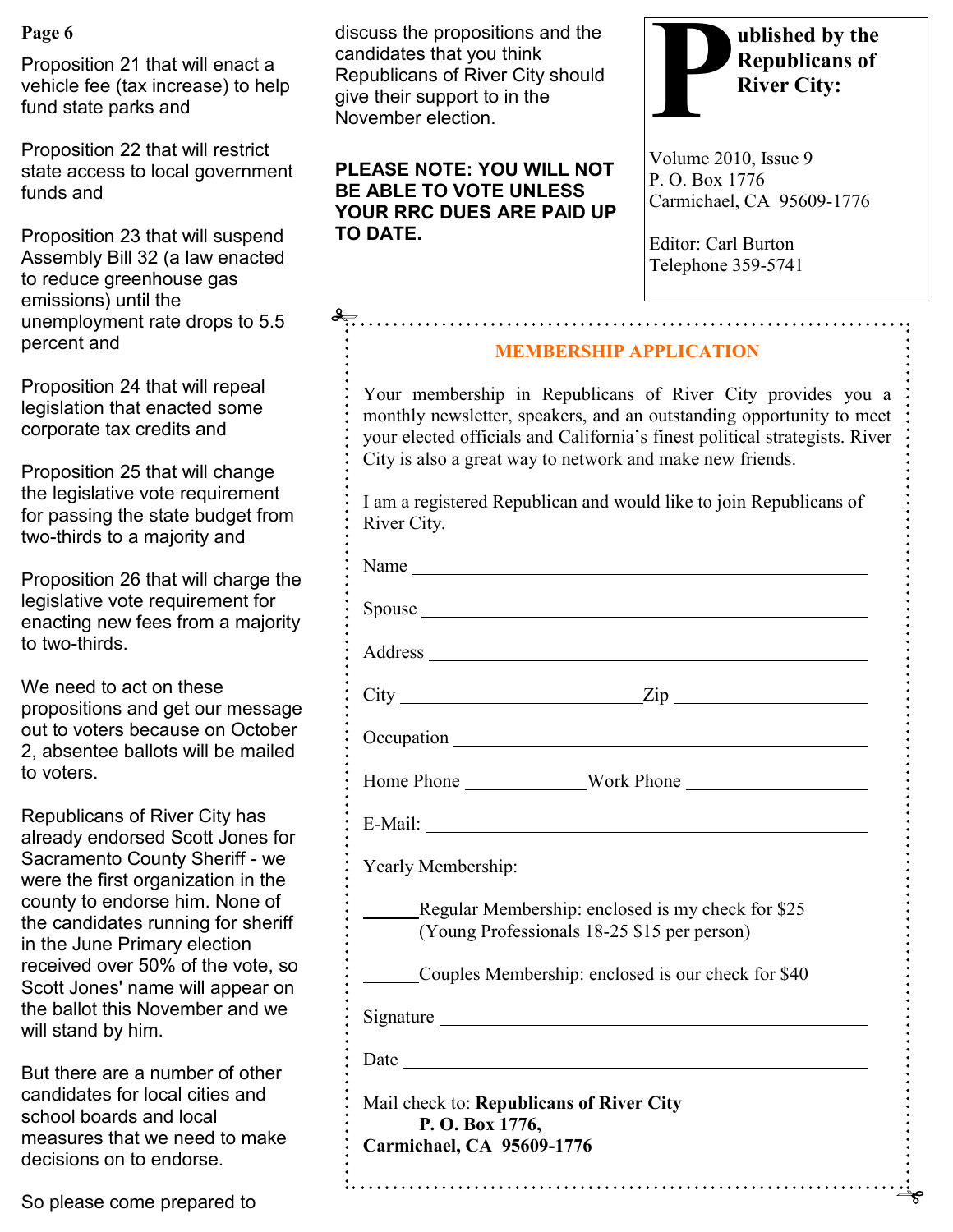Proposition 21 that will enact a vehicle fee (tax increase) to help fund state parks and

Proposition 22 that will restrict state access to local government funds and

Proposition 23 that will suspend Assembly Bill 32 (a law enacted to reduce greenhouse gas emissions) until the unemployment rate drops to 5.5 percent and

Proposition 24 that will repeal legislation that enacted some corporate tax credits and

Proposition 25 that will change the legislative vote requirement for passing the state budget from two-thirds to a majority and

Proposition 26 that will charge the legislative vote requirement for enacting new fees from a majority to two-thirds.

We need to act on these propositions and get our message out to voters because on October 2, absentee ballots will be mailed to voters.

Republicans of River City has already endorsed Scott Jones for Sacramento County Sheriff - we were the first organization in the county to endorse him. None of the candidates running for sheriff in the June Primary election received over 50% of the vote, so Scott Jones' name will appear on the ballot this November and we will stand by him.

But there are a number of other candidates for local cities and school boards and local measures that we need to make decisions on to endorse.

So please come prepared to discuss the propositions and the candidates that you think Republicans of River City should give their support to in the November election.

**PLEASE NOTE: YOU WILL NOT BE ABLE TO VOTE UNLESS YOUR RRC DUES ARE PAID UP TO DATE.**

**Published by the Republicans of River City:**

Volume 2010, Issue 9
P. O. Box 1776
Carmichael, CA 95609-1776

Editor: Carl Burton
Telephone 359-5741

## MEMBERSHIP APPLICATION

Your membership in Republicans of River City provides you a monthly newsletter, speakers, and an outstanding opportunity to meet your elected officials and California's finest political strategists. River City is also a great way to network and make new friends.

I am a registered Republican and would like to join Republicans of River City.

Name ______________________________

Spouse ______________________________

Address ______________________________

City ____________________ Zip ____________________

Occupation ______________________________

Home Phone ____________ Work Phone ____________

E-Mail: ______________________________

Yearly Membership:

______Regular Membership: enclosed is my check for $25
(Young Professionals 18-25 $15 per person)

______Couples Membership: enclosed is our check for $40

Signature ______________________________

Date ______________________________

Mail check to: **Republicans of River City**
**P. O. Box 1776,**
**Carmichael, CA 95609-1776**